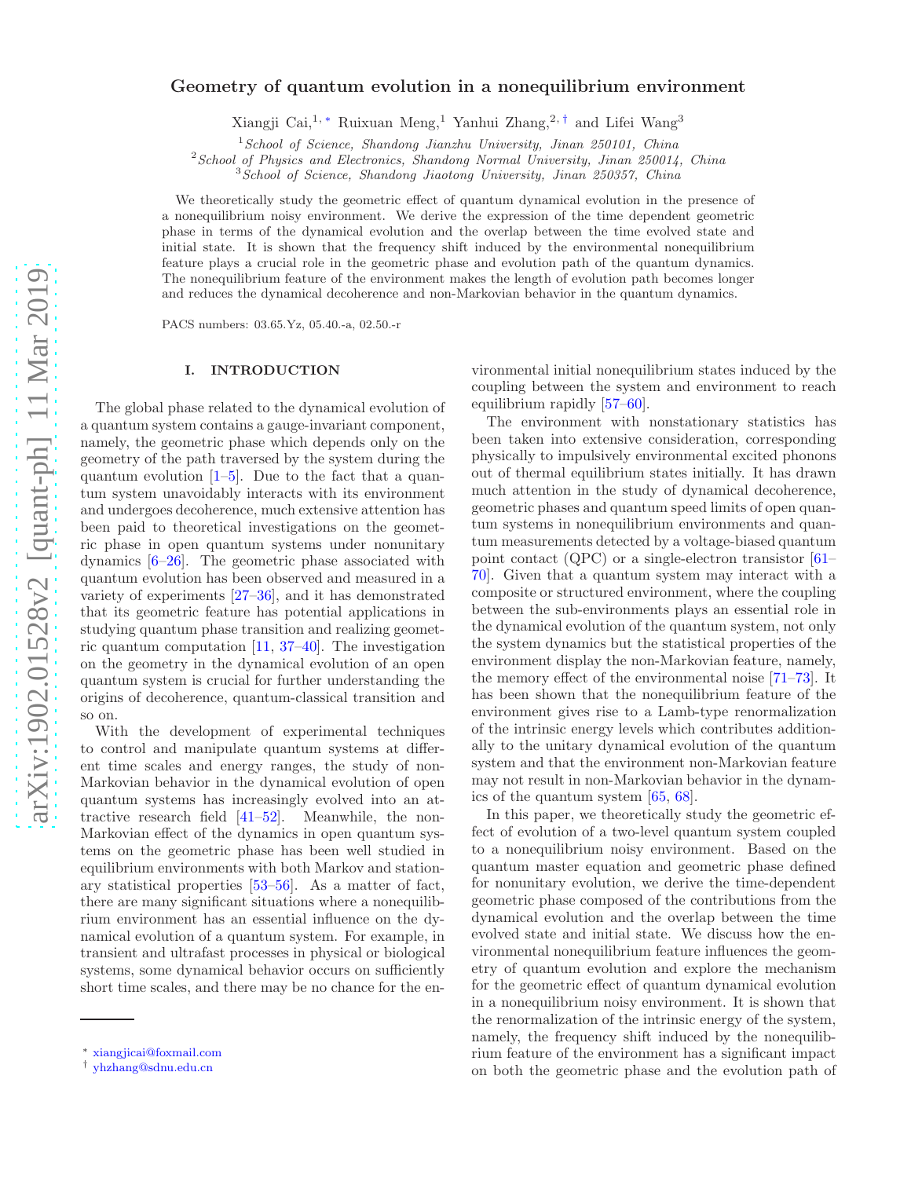# Geometry of quantum evolution in a nonequilibrium environment

Xiangji Cai,[1,*] Ruixuan Meng,[1] Yanhui Zhang,[2,†] and Lifei Wang[3]

[1] *School of Science, Shandong Jianzhu University, Jinan 250101, China*
[2] *School of Physics and Electronics, Shandong Normal University, Jinan 250014, China*
[3] *School of Science, Shandong Jiaotong University, Jinan 250357, China*

We theoretically study the geometric effect of quantum dynamical evolution in the presence of a nonequilibrium noisy environment. We derive the expression of the time dependent geometric phase in terms of the dynamical evolution and the overlap between the time evolved state and initial state. It is shown that the frequency shift induced by the environmental nonequilibrium feature plays a crucial role in the geometric phase and evolution path of the quantum dynamics. The nonequilibrium feature of the environment makes the length of evolution path becomes longer and reduces the dynamical decoherence and non-Markovian behavior in the quantum dynamics.

PACS numbers: 03.65.Yz, 05.40.-a, 02.50.-r

## I. INTRODUCTION

The global phase related to the dynamical evolution of a quantum system contains a gauge-invariant component, namely, the geometric phase which depends only on the geometry of the path traversed by the system during the quantum evolution [1–5]. Due to the fact that a quantum system unavoidably interacts with its environment and undergoes decoherence, much extensive attention has been paid to theoretical investigations on the geometric phase in open quantum systems under nonunitary dynamics [6–26]. The geometric phase associated with quantum evolution has been observed and measured in a variety of experiments [27–36], and it has demonstrated that its geometric feature has potential applications in studying quantum phase transition and realizing geometric quantum computation [11, 37–40]. The investigation on the geometry in the dynamical evolution of an open quantum system is crucial for further understanding the origins of decoherence, quantum-classical transition and so on.

With the development of experimental techniques to control and manipulate quantum systems at different time scales and energy ranges, the study of non-Markovian behavior in the dynamical evolution of open quantum systems has increasingly evolved into an attractive research field [41–52]. Meanwhile, the non-Markovian effect of the dynamics in open quantum systems on the geometric phase has been well studied in equilibrium environments with both Markov and stationary statistical properties [53–56]. As a matter of fact, there are many significant situations where a nonequilibrium environment has an essential influence on the dynamical evolution of a quantum system. For example, in transient and ultrafast processes in physical or biological systems, some dynamical behavior occurs on sufficiently short time scales, and there may be no chance for the environmental initial nonequilibrium states induced by the coupling between the system and environment to reach equilibrium rapidly [57–60].

The environment with nonstationary statistics has been taken into extensive consideration, corresponding physically to impulsively environmental excited phonons out of thermal equilibrium states initially. It has drawn much attention in the study of dynamical decoherence, geometric phases and quantum speed limits of open quantum systems in nonequilibrium environments and quantum measurements detected by a voltage-biased quantum point contact (QPC) or a single-electron transistor [61–70]. Given that a quantum system may interact with a composite or structured environment, where the coupling between the sub-environments plays an essential role in the dynamical evolution of the quantum system, not only the system dynamics but the statistical properties of the environment display the non-Markovian feature, namely, the memory effect of the environmental noise [71–73]. It has been shown that the nonequilibrium feature of the environment gives rise to a Lamb-type renormalization of the intrinsic energy levels which contributes additionally to the unitary dynamical evolution of the quantum system and that the environment non-Markovian feature may not result in non-Markovian behavior in the dynamics of the quantum system [65, 68].

In this paper, we theoretically study the geometric effect of evolution of a two-level quantum system coupled to a nonequilibrium noisy environment. Based on the quantum master equation and geometric phase defined for nonunitary evolution, we derive the time-dependent geometric phase composed of the contributions from the dynamical evolution and the overlap between the time evolved state and initial state. We discuss how the environmental nonequilibrium feature influences the geometry of quantum evolution and explore the mechanism for the geometric effect of quantum dynamical evolution in a nonequilibrium noisy environment. It is shown that the renormalization of the intrinsic energy of the system, namely, the frequency shift induced by the nonequilibrium feature of the environment has a significant impact on both the geometric phase and the evolution path of

[*] xiangjicai@foxmail.com
[†] yhzhang@sdnu.edu.cn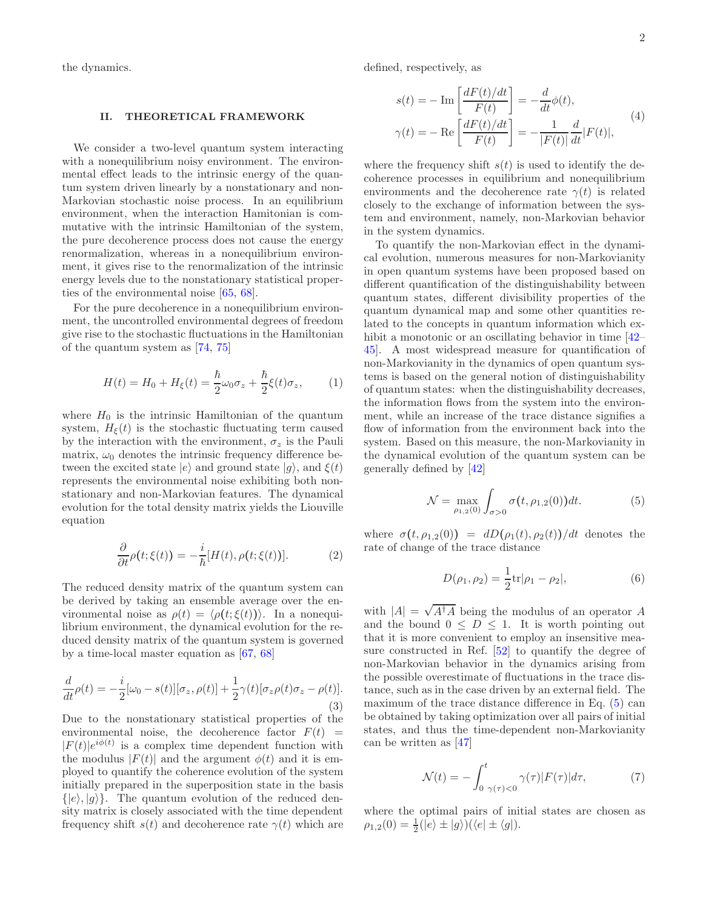the dynamics.

## II. THEORETICAL FRAMEWORK

We consider a two-level quantum system interacting with a nonequilibrium noisy environment. The environmental effect leads to the intrinsic energy of the quantum system driven linearly by a nonstationary and non-Markovian stochastic noise process. In an equilibrium environment, when the interaction Hamitonian is commutative with the intrinsic Hamiltonian of the system, the pure decoherence process does not cause the energy renormalization, whereas in a nonequilibrium environment, it gives rise to the renormalization of the intrinsic energy levels due to the nonstationary statistical properties of the environmental noise [65, 68].

For the pure decoherence in a nonequilibrium environment, the uncontrolled environmental degrees of freedom give rise to the stochastic fluctuations in the Hamiltonian of the quantum system as [74, 75]

$$H(t) = H_0 + H_\xi(t) = \frac{\hbar}{2}\omega_0\sigma_z + \frac{\hbar}{2}\xi(t)\sigma_z, \qquad (1)$$

where $H_0$ is the intrinsic Hamiltonian of the quantum system, $H_\xi(t)$ is the stochastic fluctuating term caused by the interaction with the environment, $\sigma_z$ is the Pauli matrix, $\omega_0$ denotes the intrinsic frequency difference between the excited state $|e\rangle$ and ground state $|g\rangle$, and $\xi(t)$ represents the environmental noise exhibiting both nonstationary and non-Markovian features. The dynamical evolution for the total density matrix yields the Liouville equation

$$\frac{\partial}{\partial t}\rho(t;\xi(t)) = -\frac{i}{\hbar}[H(t), \rho(t;\xi(t))]. \qquad (2)$$

The reduced density matrix of the quantum system can be derived by taking an ensemble average over the environmental noise as $\rho(t) = \langle\rho(t;\xi(t))\rangle$. In a nonequilibrium environment, the dynamical evolution for the reduced density matrix of the quantum system is governed by a time-local master equation as [67, 68]

$$\frac{d}{dt}\rho(t) = -\frac{i}{2}[\omega_0 - s(t)][\sigma_z, \rho(t)] + \frac{1}{2}\gamma(t)[\sigma_z\rho(t)\sigma_z - \rho(t)]. \qquad (3)$$

Due to the nonstationary statistical properties of the environmental noise, the decoherence factor $F(t) = |F(t)|e^{i\phi(t)}$ is a complex time dependent function with the modulus $|F(t)|$ and the argument $\phi(t)$ and it is employed to quantify the coherence evolution of the system initially prepared in the superposition state in the basis $\{|e\rangle, |g\rangle\}$. The quantum evolution of the reduced density matrix is closely associated with the time dependent frequency shift $s(t)$ and decoherence rate $\gamma(t)$ which are defined, respectively, as

$$\begin{aligned} s(t) &= -\,\mathrm{Im}\left[\frac{dF(t)/dt}{F(t)}\right] = -\frac{d}{dt}\phi(t), \\ \gamma(t) &= -\,\mathrm{Re}\left[\frac{dF(t)/dt}{F(t)}\right] = -\frac{1}{|F(t)|}\frac{d}{dt}|F(t)|, \end{aligned} \qquad (4)$$

where the frequency shift $s(t)$ is used to identify the decoherence processes in equilibrium and nonequilibrium environments and the decoherence rate $\gamma(t)$ is related closely to the exchange of information between the system and environment, namely, non-Markovian behavior in the system dynamics.

To quantify the non-Markovian effect in the dynamical evolution, numerous measures for non-Markovianity in open quantum systems have been proposed based on different quantification of the distinguishability between quantum states, different divisibility properties of the quantum dynamical map and some other quantities related to the concepts in quantum information which exhibit a monotonic or an oscillating behavior in time [42–45]. A most widespread measure for quantification of non-Markovianity in the dynamics of open quantum systems is based on the general notion of distinguishability of quantum states: when the distinguishability decreases, the information flows from the system into the environment, while an increase of the trace distance signifies a flow of information from the environment back into the system. Based on this measure, the non-Markovianity in the dynamical evolution of the quantum system can be generally defined by [42]

$$\mathcal{N} = \max_{\rho_{1,2}(0)} \int_{\sigma>0} \sigma(t, \rho_{1,2}(0))dt. \qquad (5)$$

where $\sigma(t, \rho_{1,2}(0)) = dD(\rho_1(t), \rho_2(t))/dt$ denotes the rate of change of the trace distance

$$D(\rho_1, \rho_2) = \frac{1}{2}\mathrm{tr}|\rho_1 - \rho_2|, \qquad (6)$$

with $|A| = \sqrt{A^\dagger A}$ being the modulus of an operator $A$ and the bound $0 \le D \le 1$. It is worth pointing out that it is more convenient to employ an insensitive measure constructed in Ref. [52] to quantify the degree of non-Markovian behavior in the dynamics arising from the possible overestimate of fluctuations in the trace distance, such as in the case driven by an external field. The maximum of the trace distance difference in Eq. (5) can be obtained by taking optimization over all pairs of initial states, and thus the time-dependent non-Markovianity can be written as [47]

$$\mathcal{N}(t) = -\int_{0\ \gamma(\tau)<0}^{t} \gamma(\tau)|F(\tau)|d\tau, \qquad (7)$$

where the optimal pairs of initial states are chosen as $\rho_{1,2}(0) = \frac{1}{2}(|e\rangle \pm |g\rangle)(\langle e| \pm \langle g|)$.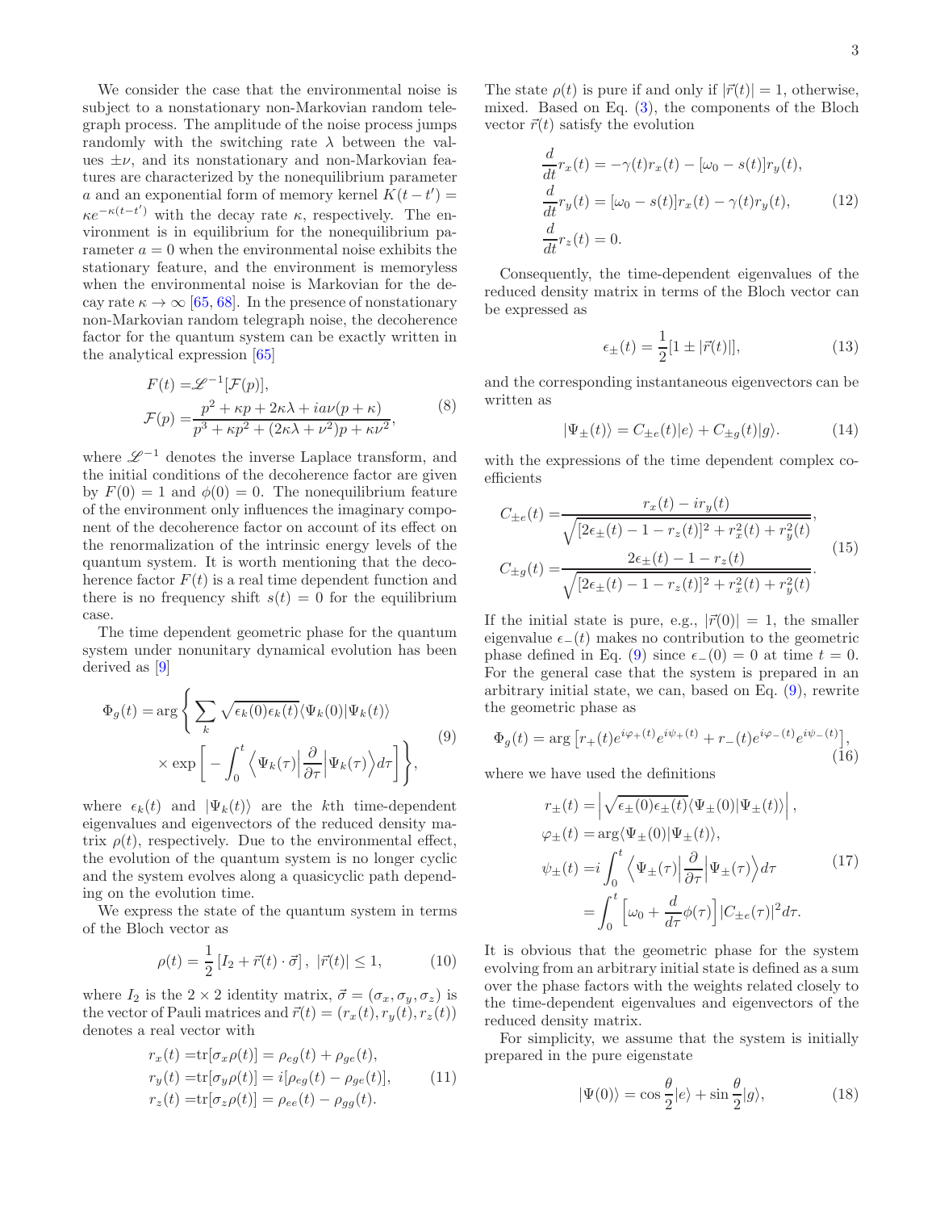We consider the case that the environmental noise is subject to a nonstationary non-Markovian random telegraph process. The amplitude of the noise process jumps randomly with the switching rate $\lambda$ between the values $\pm\nu$, and its nonstationary and non-Markovian features are characterized by the nonequilibrium parameter $a$ and an exponential form of memory kernel $K(t-t') = \kappa e^{-\kappa(t-t')}$ with the decay rate $\kappa$, respectively. The environment is in equilibrium for the nonequilibrium parameter $a = 0$ when the environmental noise exhibits the stationary feature, and the environment is memoryless when the environmental noise is Markovian for the decay rate $\kappa \to \infty$ [65, 68]. In the presence of nonstationary non-Markovian random telegraph noise, the decoherence factor for the quantum system can be exactly written in the analytical expression [65]

$$
\begin{aligned}
F(t) =& \mathscr{L}^{-1}[\mathcal{F}(p)],\\
\mathcal{F}(p) =& \frac{p^2 + \kappa p + 2\kappa\lambda + ia\nu(p+\kappa)}{p^3 + \kappa p^2 + (2\kappa\lambda + \nu^2)p + \kappa\nu^2},
\end{aligned}
\tag{8}
$$

where $\mathscr{L}^{-1}$ denotes the inverse Laplace transform, and the initial conditions of the decoherence factor are given by $F(0) = 1$ and $\phi(0) = 0$. The nonequilibrium feature of the environment only influences the imaginary component of the decoherence factor on account of its effect on the renormalization of the intrinsic energy levels of the quantum system. It is worth mentioning that the decoherence factor $F(t)$ is a real time dependent function and there is no frequency shift $s(t) = 0$ for the equilibrium case.

The time dependent geometric phase for the quantum system under nonunitary dynamical evolution has been derived as [9]

$$
\begin{aligned}
\Phi_g(t) =& \arg\Bigg\{ \sum_k \sqrt{\epsilon_k(0)\epsilon_k(t)} \langle \Psi_k(0) | \Psi_k(t)\rangle \\
&\times \exp\bigg[ -\int_0^t \Big\langle \Psi_k(\tau) \Big| \frac{\partial}{\partial \tau} \Big| \Psi_k(\tau) \Big\rangle d\tau \bigg] \Bigg\},
\end{aligned}
\tag{9}
$$

where $\epsilon_k(t)$ and $|\Psi_k(t)\rangle$ are the $k$th time-dependent eigenvalues and eigenvectors of the reduced density matrix $\rho(t)$, respectively. Due to the environmental effect, the evolution of the quantum system is no longer cyclic and the system evolves along a quasicyclic path depending on the evolution time.

We express the state of the quantum system in terms of the Bloch vector as

$$
\rho(t) = \frac{1}{2}\left[ I_2 + \vec{r}(t) \cdot \vec{\sigma} \right], \ |\vec{r}(t)| \le 1,
\tag{10}
$$

where $I_2$ is the $2 \times 2$ identity matrix, $\vec{\sigma} = (\sigma_x, \sigma_y, \sigma_z)$ is the vector of Pauli matrices and $\vec{r}(t) = (r_x(t), r_y(t), r_z(t))$ denotes a real vector with

$$
\begin{aligned}
r_x(t) =& \mathrm{tr}[\sigma_x \rho(t)] = \rho_{eg}(t) + \rho_{ge}(t),\\
r_y(t) =& \mathrm{tr}[\sigma_y \rho(t)] = i[\rho_{eg}(t) - \rho_{ge}(t)],\\
r_z(t) =& \mathrm{tr}[\sigma_z \rho(t)] = \rho_{ee}(t) - \rho_{gg}(t).
\end{aligned}
\tag{11}
$$

The state $\rho(t)$ is pure if and only if $|\vec{r}(t)| = 1$, otherwise, mixed. Based on Eq. (3), the components of the Bloch vector $\vec{r}(t)$ satisfy the evolution

$$
\begin{aligned}
\frac{d}{dt} r_x(t) =& -\gamma(t) r_x(t) - [\omega_0 - s(t)] r_y(t),\\
\frac{d}{dt} r_y(t) =& [\omega_0 - s(t)] r_x(t) - \gamma(t) r_y(t),\\
\frac{d}{dt} r_z(t) =& 0.
\end{aligned}
\tag{12}
$$

Consequently, the time-dependent eigenvalues of the reduced density matrix in terms of the Bloch vector can be expressed as

$$
\epsilon_\pm(t) = \frac{1}{2}[1 \pm |\vec{r}(t)|],
\tag{13}
$$

and the corresponding instantaneous eigenvectors can be written as

$$
|\Psi_\pm(t)\rangle = C_{\pm e}(t)|e\rangle + C_{\pm g}(t)|g\rangle.
\tag{14}
$$

with the expressions of the time dependent complex coefficients

$$
\begin{aligned}
C_{\pm e}(t) =& \frac{r_x(t) - i r_y(t)}{\sqrt{[2\epsilon_\pm(t) - 1 - r_z(t)]^2 + r_x^2(t) + r_y^2(t)}},\\
C_{\pm g}(t) =& \frac{2\epsilon_\pm(t) - 1 - r_z(t)}{\sqrt{[2\epsilon_\pm(t) - 1 - r_z(t)]^2 + r_x^2(t) + r_y^2(t)}}.
\end{aligned}
\tag{15}
$$

If the initial state is pure, e.g., $|\vec{r}(0)| = 1$, the smaller eigenvalue $\epsilon_-(t)$ makes no contribution to the geometric phase defined in Eq. (9) since $\epsilon_-(0) = 0$ at time $t = 0$. For the general case that the system is prepared in an arbitrary initial state, we can, based on Eq. (9), rewrite the geometric phase as

$$
\Phi_g(t) = \arg\left[ r_+(t) e^{i\varphi_+(t)} e^{i\psi_+(t)} + r_-(t) e^{i\varphi_-(t)} e^{i\psi_-(t)} \right],
\tag{16}
$$

where we have used the definitions

$$
\begin{aligned}
r_\pm(t) =& \left| \sqrt{\epsilon_\pm(0)\epsilon_\pm(t)} \langle \Psi_\pm(0) | \Psi_\pm(t) \rangle \right|,\\
\varphi_\pm(t) =& \arg\langle \Psi_\pm(0) | \Psi_\pm(t) \rangle,\\
\psi_\pm(t) =& i \int_0^t \Big\langle \Psi_\pm(\tau) \Big| \frac{\partial}{\partial \tau} \Big| \Psi_\pm(\tau) \Big\rangle d\tau\\
=& \int_0^t \left[ \omega_0 + \frac{d}{d\tau}\phi(\tau) \right] |C_{\pm e}(\tau)|^2 d\tau.
\end{aligned}
\tag{17}
$$

It is obvious that the geometric phase for the system evolving from an arbitrary initial state is defined as a sum over the phase factors with the weights related closely to the time-dependent eigenvalues and eigenvectors of the reduced density matrix.

For simplicity, we assume that the system is initially prepared in the pure eigenstate

$$
|\Psi(0)\rangle = \cos\frac{\theta}{2}|e\rangle + \sin\frac{\theta}{2}|g\rangle,
\tag{18}
$$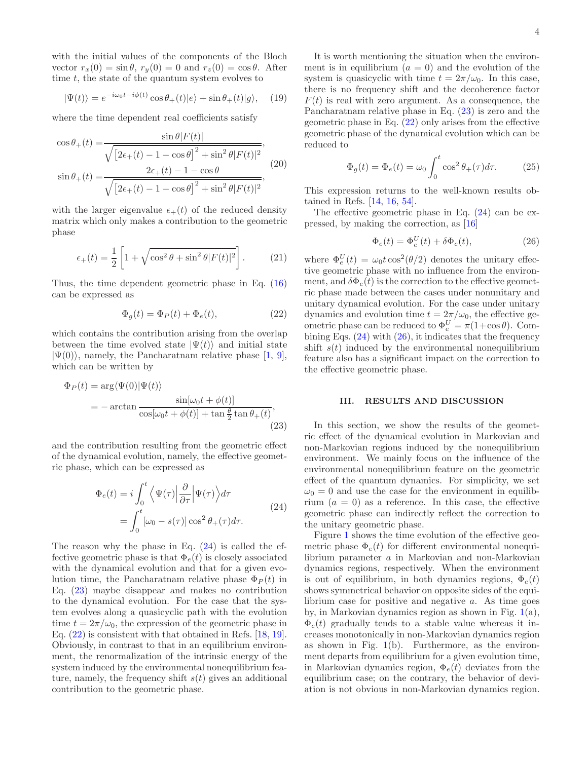with the initial values of the components of the Bloch vector $r_x(0) = \sin\theta$, $r_y(0) = 0$ and $r_z(0) = \cos\theta$. After time $t$, the state of the quantum system evolves to

$$|\Psi(t)\rangle = e^{-i\omega_0 t - i\phi(t)}\cos\theta_+(t)|e\rangle + \sin\theta_+(t)|g\rangle, \tag{19}$$

where the time dependent real coefficients satisfy

$$\begin{aligned}\cos\theta_+(t) =& \frac{\sin\theta|F(t)|}{\sqrt{\left[2\epsilon_+(t) - 1 - \cos\theta\right]^2 + \sin^2\theta|F(t)|^2}},\\ \sin\theta_+(t) =& \frac{2\epsilon_+(t) - 1 - \cos\theta}{\sqrt{\left[2\epsilon_+(t) - 1 - \cos\theta\right]^2 + \sin^2\theta|F(t)|^2}},\end{aligned} \tag{20}$$

with the larger eigenvalue $\epsilon_+(t)$ of the reduced density matrix which only makes a contribution to the geometric phase

$$\epsilon_+(t) = \frac{1}{2}\left[1 + \sqrt{\cos^2\theta + \sin^2\theta|F(t)|^2}\right]. \tag{21}$$

Thus, the time dependent geometric phase in Eq. (16) can be expressed as

$$\Phi_g(t) = \Phi_P(t) + \Phi_e(t), \tag{22}$$

which contains the contribution arising from the overlap between the time evolved state $|\Psi(t)\rangle$ and initial state $|\Psi(0)\rangle$, namely, the Pancharatnam relative phase [1, 9], which can be written by

$$\begin{aligned}\Phi_P(t) =& \arg\langle\Psi(0)|\Psi(t)\rangle\\ =& -\arctan\frac{\sin[\omega_0 t + \phi(t)]}{\cos[\omega_0 t + \phi(t)] + \tan\frac{\theta}{2}\tan\theta_+(t)},\end{aligned} \tag{23}$$

and the contribution resulting from the geometric effect of the dynamical evolution, namely, the effective geometric phase, which can be expressed as

$$\begin{aligned}\Phi_e(t) =& i\int_0^t \left\langle\Psi(\tau)\Big|\frac{\partial}{\partial\tau}\Big|\Psi(\tau)\right\rangle d\tau\\ =& \int_0^t [\omega_0 - s(\tau)]\cos^2\theta_+(\tau)d\tau.\end{aligned} \tag{24}$$

The reason why the phase in Eq. (24) is called the effective geometric phase is that $\Phi_e(t)$ is closely associated with the dynamical evolution and that for a given evolution time, the Pancharatnam relative phase $\Phi_P(t)$ in Eq. (23) maybe disappear and makes no contribution to the dynamical evolution. For the case that the system evolves along a quasicyclic path with the evolution time $t = 2\pi/\omega_0$, the expression of the geometric phase in Eq. (22) is consistent with that obtained in Refs. [18, 19]. Obviously, in contrast to that in an equilibrium environment, the renormalization of the intrinsic energy of the system induced by the environmental nonequilibrium feature, namely, the frequency shift $s(t)$ gives an additional contribution to the geometric phase.

It is worth mentioning the situation when the environment is in equilibrium ($a = 0$) and the evolution of the system is quasicyclic with time $t = 2\pi/\omega_0$. In this case, there is no frequency shift and the decoherence factor $F(t)$ is real with zero argument. As a consequence, the Pancharatnam relative phase in Eq. (23) is zero and the geometric phase in Eq. (22) only arises from the effective geometric phase of the dynamical evolution which can be reduced to

$$\Phi_g(t) = \Phi_e(t) = \omega_0\int_0^t \cos^2\theta_+(\tau)d\tau. \tag{25}$$

This expression returns to the well-known results obtained in Refs. [14, 16, 54].

The effective geometric phase in Eq. (24) can be expressed, by making the correction, as [16]

$$\Phi_e(t) = \Phi_e^U(t) + \delta\Phi_e(t), \tag{26}$$

where $\Phi_e^U(t) = \omega_0 t\cos^2(\theta/2)$ denotes the unitary effective geometric phase with no influence from the environment, and $\delta\Phi_e(t)$ is the correction to the effective geometric phase made between the cases under nonunitary and unitary dynamical evolution. For the case under unitary dynamics and evolution time $t = 2\pi/\omega_0$, the effective geometric phase can be reduced to $\Phi_e^U = \pi(1+\cos\theta)$. Combining Eqs. (24) with (26), it indicates that the frequency shift $s(t)$ induced by the environmental nonequilibrium feature also has a significant impact on the correction to the effective geometric phase.

## III. RESULTS AND DISCUSSION

In this section, we show the results of the geometric effect of the dynamical evolution in Markovian and non-Markovian regions induced by the nonequilibrium environment. We mainly focus on the influence of the environmental nonequilibrium feature on the geometric effect of the quantum dynamics. For simplicity, we set $\omega_0 = 0$ and use the case for the environment in equilibrium ($a = 0$) as a reference. In this case, the effective geometric phase can indirectly reflect the correction to the unitary geometric phase.

Figure 1 shows the time evolution of the effective geometric phase $\Phi_e(t)$ for different environmental nonequilibrium parameter $a$ in Markovian and non-Markovian dynamics regions, respectively. When the environment is out of equilibrium, in both dynamics regions, $\Phi_e(t)$ shows symmetrical behavior on opposite sides of the equilibrium case for positive and negative $a$. As time goes by, in Markovian dynamics region as shown in Fig. 1(a), $\Phi_e(t)$ gradually tends to a stable value whereas it increases monotonically in non-Markovian dynamics region as shown in Fig. 1(b). Furthermore, as the environment departs from equilibrium for a given evolution time, in Markovian dynamics region, $\Phi_e(t)$ deviates from the equilibrium case; on the contrary, the behavior of deviation is not obvious in non-Markovian dynamics region.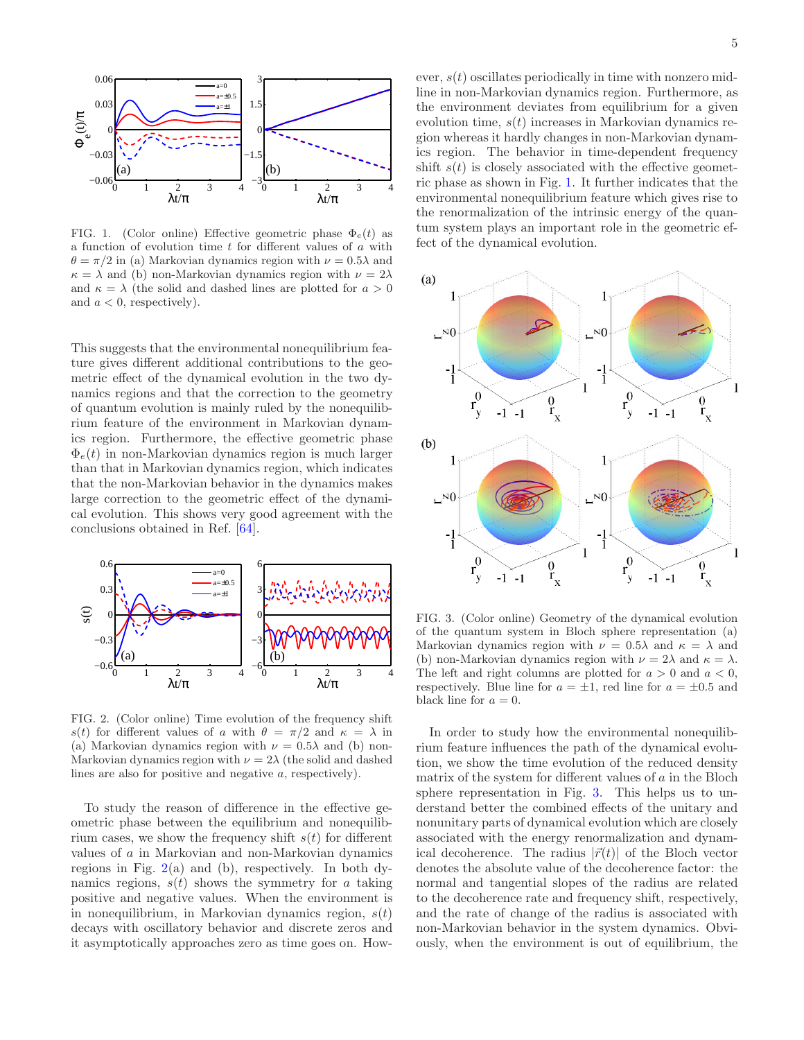FIG. 1. (Color online) Effective geometric phase $\Phi_e(t)$ as a function of evolution time $t$ for different values of $a$ with $\theta = \pi/2$ in (a) Markovian dynamics region with $\nu = 0.5\lambda$ and $\kappa = \lambda$ and (b) non-Markovian dynamics region with $\nu = 2\lambda$ and $\kappa = \lambda$ (the solid and dashed lines are plotted for $a > 0$ and $a < 0$, respectively).

This suggests that the environmental nonequilibrium feature gives different additional contributions to the geometric effect of the dynamical evolution in the two dynamics regions and that the correction to the geometry of quantum evolution is mainly ruled by the nonequilibrium feature of the environment in Markovian dynamics region. Furthermore, the effective geometric phase $\Phi_e(t)$ in non-Markovian dynamics region is much larger than that in Markovian dynamics region, which indicates that the non-Markovian behavior in the dynamics makes large correction to the geometric effect of the dynamical evolution. This shows very good agreement with the conclusions obtained in Ref. [64].

FIG. 2. (Color online) Time evolution of the frequency shift $s(t)$ for different values of $a$ with $\theta = \pi/2$ and $\kappa = \lambda$ in (a) Markovian dynamics region with $\nu = 0.5\lambda$ and (b) non-Markovian dynamics region with $\nu = 2\lambda$ (the solid and dashed lines are also for positive and negative $a$, respectively).

To study the reason of difference in the effective geometric phase between the equilibrium and nonequilibrium cases, we show the frequency shift $s(t)$ for different values of $a$ in Markovian and non-Markovian dynamics regions in Fig. 2(a) and (b), respectively. In both dynamics regions, $s(t)$ shows the symmetry for $a$ taking positive and negative values. When the environment is in nonequilibrium, in Markovian dynamics region, $s(t)$ decays with oscillatory behavior and discrete zeros and it asymptotically approaches zero as time goes on. However, $s(t)$ oscillates periodically in time with nonzero midline in non-Markovian dynamics region. Furthermore, as the environment deviates from equilibrium for a given evolution time, $s(t)$ increases in Markovian dynamics region whereas it hardly changes in non-Markovian dynamics region. The behavior in time-dependent frequency shift $s(t)$ is closely associated with the effective geometric phase as shown in Fig. 1. It further indicates that the environmental nonequilibrium feature which gives rise to the renormalization of the intrinsic energy of the quantum system plays an important role in the geometric effect of the dynamical evolution.

FIG. 3. (Color online) Geometry of the dynamical evolution of the quantum system in Bloch sphere representation (a) Markovian dynamics region with $\nu = 0.5\lambda$ and $\kappa = \lambda$ and (b) non-Markovian dynamics region with $\nu = 2\lambda$ and $\kappa = \lambda$. The left and right columns are plotted for $a > 0$ and $a < 0$, respectively. Blue line for $a = \pm 1$, red line for $a = \pm 0.5$ and black line for $a = 0$.

In order to study how the environmental nonequilibrium feature influences the path of the dynamical evolution, we show the time evolution of the reduced density matrix of the system for different values of $a$ in the Bloch sphere representation in Fig. 3. This helps us to understand better the combined effects of the unitary and nonunitary parts of dynamical evolution which are closely associated with the energy renormalization and dynamical decoherence. The radius $|\vec{r}(t)|$ of the Bloch vector denotes the absolute value of the decoherence factor: the normal and tangential slopes of the radius are related to the decoherence rate and frequency shift, respectively, and the rate of change of the radius is associated with non-Markovian behavior in the system dynamics. Obviously, when the environment is out of equilibrium, the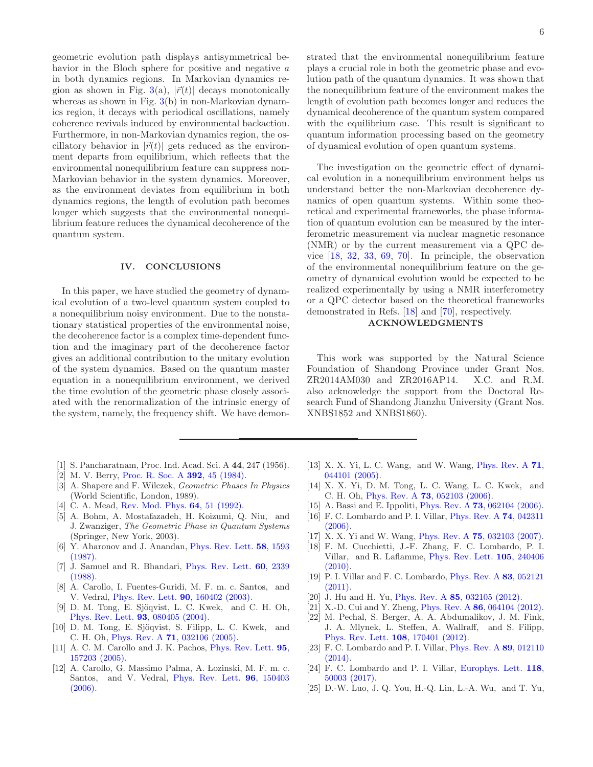geometric evolution path displays antisymmetrical behavior in the Bloch sphere for positive and negative $a$ in both dynamics regions. In Markovian dynamics region as shown in Fig. 3(a), $|\vec{r}(t)|$ decays monotonically whereas as shown in Fig. 3(b) in non-Markovian dynamics region, it decays with periodical oscillations, namely coherence revivals induced by environmental backaction. Furthermore, in non-Markovian dynamics region, the oscillatory behavior in $|\vec{r}(t)|$ gets reduced as the environment departs from equilibrium, which reflects that the environmental nonequilibrium feature can suppress non-Markovian behavior in the system dynamics. Moreover, as the environment deviates from equilibrium in both dynamics regions, the length of evolution path becomes longer which suggests that the environmental nonequilibrium feature reduces the dynamical decoherence of the quantum system.

## IV. CONCLUSIONS

In this paper, we have studied the geometry of dynamical evolution of a two-level quantum system coupled to a nonequilibrium noisy environment. Due to the nonstationary statistical properties of the environmental noise, the decoherence factor is a complex time-dependent function and the imaginary part of the decoherence factor gives an additional contribution to the unitary evolution of the system dynamics. Based on the quantum master equation in a nonequilibrium environment, we derived the time evolution of the geometric phase closely associated with the renormalization of the intrinsic energy of the system, namely, the frequency shift. We have demonstrated that the environmental nonequilibrium feature plays a crucial role in both the geometric phase and evolution path of the quantum dynamics. It was shown that the nonequilibrium feature of the environment makes the length of evolution path becomes longer and reduces the dynamical decoherence of the quantum system compared with the equilibrium case. This result is significant to quantum information processing based on the geometry of dynamical evolution of open quantum systems.

The investigation on the geometric effect of dynamical evolution in a nonequilibrium environment helps us understand better the non-Markovian decoherence dynamics of open quantum systems. Within some theoretical and experimental frameworks, the phase information of quantum evolution can be measured by the interferometric measurement via nuclear magnetic resonance (NMR) or by the current measurement via a QPC device [18, 32, 33, 69, 70]. In principle, the observation of the environmental nonequilibrium feature on the geometry of dynamical evolution would be expected to be realized experimentally by using a NMR interferometry or a QPC detector based on the theoretical frameworks demonstrated in Refs. [18] and [70], respectively.

## ACKNOWLEDGMENTS

This work was supported by the Natural Science Foundation of Shandong Province under Grant Nos. ZR2014AM030 and ZR2016AP14. X.C. and R.M. also acknowledge the support from the Doctoral Research Fund of Shandong Jianzhu University (Grant Nos. XNBS1852 and XNBS1860).

---

[1] S. Pancharatnam, Proc. Ind. Acad. Sci. A **44**, 247 (1956).
[2] M. V. Berry, Proc. R. Soc. A **392**, 45 (1984).
[3] A. Shapere and F. Wilczek, *Geometric Phases In Physics* (World Scientific, London, 1989).
[4] C. A. Mead, Rev. Mod. Phys. **64**, 51 (1992).
[5] A. Bohm, A. Mostafazadeh, H. Koizumi, Q. Niu, and J. Zwanziger, *The Geometric Phase in Quantum Systems* (Springer, New York, 2003).
[6] Y. Aharonov and J. Anandan, Phys. Rev. Lett. **58**, 1593 (1987).
[7] J. Samuel and R. Bhandari, Phys. Rev. Lett. **60**, 2339 (1988).
[8] A. Carollo, I. Fuentes-Guridi, M. F. m. c. Santos, and V. Vedral, Phys. Rev. Lett. **90**, 160402 (2003).
[9] D. M. Tong, E. Sjöqvist, L. C. Kwek, and C. H. Oh, Phys. Rev. Lett. **93**, 080405 (2004).
[10] D. M. Tong, E. Sjöqvist, S. Filipp, L. C. Kwek, and C. H. Oh, Phys. Rev. A **71**, 032106 (2005).
[11] A. C. M. Carollo and J. K. Pachos, Phys. Rev. Lett. **95**, 157203 (2005).
[12] A. Carollo, G. Massimo Palma, A. Lozinski, M. F. m. c. Santos, and V. Vedral, Phys. Rev. Lett. **96**, 150403 (2006).
[13] X. X. Yi, L. C. Wang, and W. Wang, Phys. Rev. A **71**, 044101 (2005).
[14] X. X. Yi, D. M. Tong, L. C. Wang, L. C. Kwek, and C. H. Oh, Phys. Rev. A **73**, 052103 (2006).
[15] A. Bassi and E. Ippoliti, Phys. Rev. A **73**, 062104 (2006).
[16] F. C. Lombardo and P. I. Villar, Phys. Rev. A **74**, 042311 (2006).
[17] X. X. Yi and W. Wang, Phys. Rev. A **75**, 032103 (2007).
[18] F. M. Cucchietti, J.-F. Zhang, F. C. Lombardo, P. I. Villar, and R. Laflamme, Phys. Rev. Lett. **105**, 240406 (2010).
[19] P. I. Villar and F. C. Lombardo, Phys. Rev. A **83**, 052121 (2011).
[20] J. Hu and H. Yu, Phys. Rev. A **85**, 032105 (2012).
[21] X.-D. Cui and Y. Zheng, Phys. Rev. A **86**, 064104 (2012).
[22] M. Pechal, S. Berger, A. A. Abdumalikov, J. M. Fink, J. A. Mlynek, L. Steffen, A. Wallraff, and S. Filipp, Phys. Rev. Lett. **108**, 170401 (2012).
[23] F. C. Lombardo and P. I. Villar, Phys. Rev. A **89**, 012110 (2014).
[24] F. C. Lombardo and P. I. Villar, Europhys. Lett. **118**, 50003 (2017).
[25] D.-W. Luo, J. Q. You, H.-Q. Lin, L.-A. Wu, and T. Yu,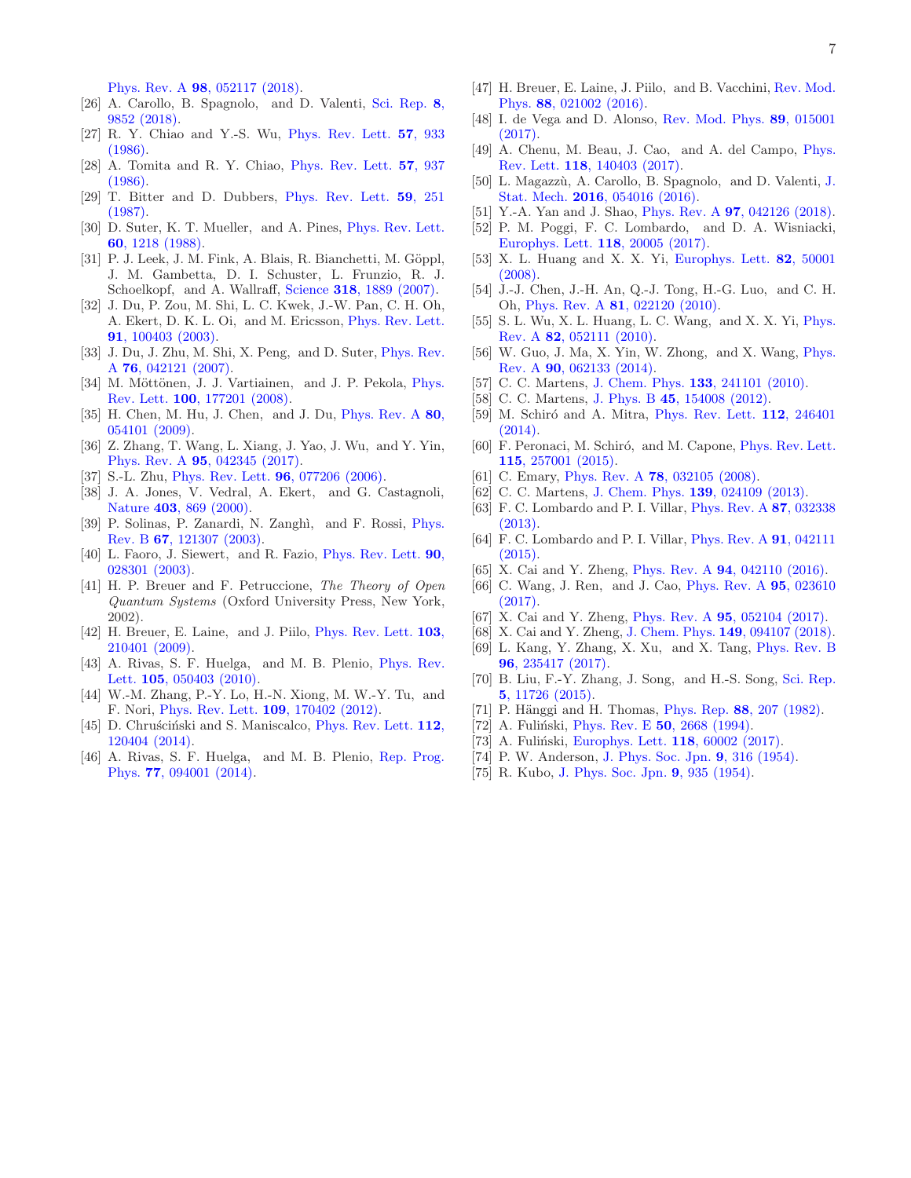Phys. Rev. A **98**, 052117 (2018).

[26] A. Carollo, B. Spagnolo, and D. Valenti, Sci. Rep. **8**, 9852 (2018).

[27] R. Y. Chiao and Y.-S. Wu, Phys. Rev. Lett. **57**, 933 (1986).

[28] A. Tomita and R. Y. Chiao, Phys. Rev. Lett. **57**, 937 (1986).

[29] T. Bitter and D. Dubbers, Phys. Rev. Lett. **59**, 251 (1987).

[30] D. Suter, K. T. Mueller, and A. Pines, Phys. Rev. Lett. **60**, 1218 (1988).

[31] P. J. Leek, J. M. Fink, A. Blais, R. Bianchetti, M. Göppl, J. M. Gambetta, D. I. Schuster, L. Frunzio, R. J. Schoelkopf, and A. Wallraff, Science **318**, 1889 (2007).

[32] J. Du, P. Zou, M. Shi, L. C. Kwek, J.-W. Pan, C. H. Oh, A. Ekert, D. K. L. Oi, and M. Ericsson, Phys. Rev. Lett. **91**, 100403 (2003).

[33] J. Du, J. Zhu, M. Shi, X. Peng, and D. Suter, Phys. Rev. A **76**, 042121 (2007).

[34] M. Möttönen, J. J. Vartiainen, and J. P. Pekola, Phys. Rev. Lett. **100**, 177201 (2008).

[35] H. Chen, M. Hu, J. Chen, and J. Du, Phys. Rev. A **80**, 054101 (2009).

[36] Z. Zhang, T. Wang, L. Xiang, J. Yao, J. Wu, and Y. Yin, Phys. Rev. A **95**, 042345 (2017).

[37] S.-L. Zhu, Phys. Rev. Lett. **96**, 077206 (2006).

[38] J. A. Jones, V. Vedral, A. Ekert, and G. Castagnoli, Nature **403**, 869 (2000).

[39] P. Solinas, P. Zanardi, N. Zanghì, and F. Rossi, Phys. Rev. B **67**, 121307 (2003).

[40] L. Faoro, J. Siewert, and R. Fazio, Phys. Rev. Lett. **90**, 028301 (2003).

[41] H. P. Breuer and F. Petruccione, *The Theory of Open Quantum Systems* (Oxford University Press, New York, 2002).

[42] H. Breuer, E. Laine, and J. Piilo, Phys. Rev. Lett. **103**, 210401 (2009).

[43] A. Rivas, S. F. Huelga, and M. B. Plenio, Phys. Rev. Lett. **105**, 050403 (2010).

[44] W.-M. Zhang, P.-Y. Lo, H.-N. Xiong, M. W.-Y. Tu, and F. Nori, Phys. Rev. Lett. **109**, 170402 (2012).

[45] D. Chruściński and S. Maniscalco, Phys. Rev. Lett. **112**, 120404 (2014).

[46] A. Rivas, S. F. Huelga, and M. B. Plenio, Rep. Prog. Phys. **77**, 094001 (2014).

[47] H. Breuer, E. Laine, J. Piilo, and B. Vacchini, Rev. Mod. Phys. **88**, 021002 (2016).

[48] I. de Vega and D. Alonso, Rev. Mod. Phys. **89**, 015001 (2017).

[49] A. Chenu, M. Beau, J. Cao, and A. del Campo, Phys. Rev. Lett. **118**, 140403 (2017).

[50] L. Magazzù, A. Carollo, B. Spagnolo, and D. Valenti, J. Stat. Mech. **2016**, 054016 (2016).

[51] Y.-A. Yan and J. Shao, Phys. Rev. A **97**, 042126 (2018).

[52] P. M. Poggi, F. C. Lombardo, and D. A. Wisniacki, Europhys. Lett. **118**, 20005 (2017).

[53] X. L. Huang and X. X. Yi, Europhys. Lett. **82**, 50001 (2008).

[54] J.-J. Chen, J.-H. An, Q.-J. Tong, H.-G. Luo, and C. H. Oh, Phys. Rev. A **81**, 022120 (2010).

[55] S. L. Wu, X. L. Huang, L. C. Wang, and X. X. Yi, Phys. Rev. A **82**, 052111 (2010).

[56] W. Guo, J. Ma, X. Yin, W. Zhong, and X. Wang, Phys. Rev. A **90**, 062133 (2014).

[57] C. C. Martens, J. Chem. Phys. **133**, 241101 (2010).

[58] C. C. Martens, J. Phys. B **45**, 154008 (2012).

[59] M. Schiró and A. Mitra, Phys. Rev. Lett. **112**, 246401 (2014).

[60] F. Peronaci, M. Schiró, and M. Capone, Phys. Rev. Lett. **115**, 257001 (2015).

[61] C. Emary, Phys. Rev. A **78**, 032105 (2008).

[62] C. C. Martens, J. Chem. Phys. **139**, 024109 (2013).

[63] F. C. Lombardo and P. I. Villar, Phys. Rev. A **87**, 032338 (2013).

[64] F. C. Lombardo and P. I. Villar, Phys. Rev. A **91**, 042111 (2015).

[65] X. Cai and Y. Zheng, Phys. Rev. A **94**, 042110 (2016).

[66] C. Wang, J. Ren, and J. Cao, Phys. Rev. A **95**, 023610 (2017).

[67] X. Cai and Y. Zheng, Phys. Rev. A **95**, 052104 (2017).

[68] X. Cai and Y. Zheng, J. Chem. Phys. **149**, 094107 (2018).

[69] L. Kang, Y. Zhang, X. Xu, and X. Tang, Phys. Rev. B **96**, 235417 (2017).

[70] B. Liu, F.-Y. Zhang, J. Song, and H.-S. Song, Sci. Rep. **5**, 11726 (2015).

[71] P. Hänggi and H. Thomas, Phys. Rep. **88**, 207 (1982).

[72] A. Fuliński, Phys. Rev. E **50**, 2668 (1994).

[73] A. Fuliński, Europhys. Lett. **118**, 60002 (2017).

[74] P. W. Anderson, J. Phys. Soc. Jpn. **9**, 316 (1954).

[75] R. Kubo, J. Phys. Soc. Jpn. **9**, 935 (1954).